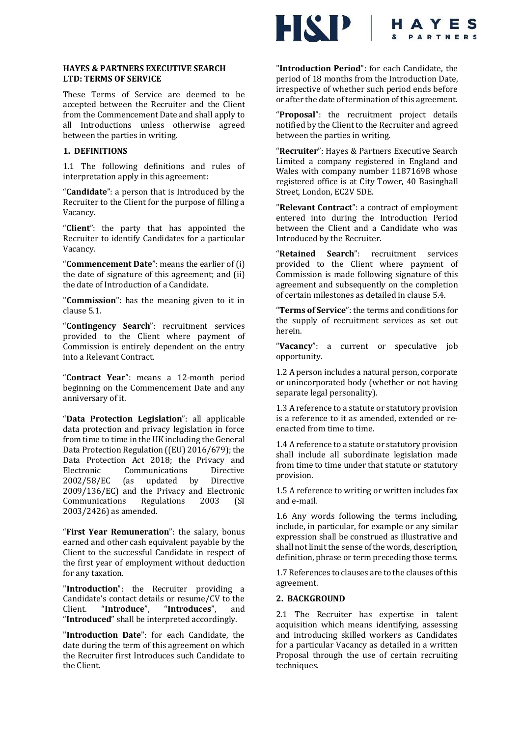## HAYES & PARTNERS EXECUTIVE SEARCH LTD: TERMS OF SERVICE

These Terms of Service are deemed to be accepted between the Recruiter and the Client from the Commencement Date and shall apply to all Introductions unless otherwise agreed between the parties in writing.

### 1. DEFINITIONS

1.1 The following definitions and rules of interpretation apply in this agreement:

"**Candidate**": a person that is Introduced by the Recruiter to the Client for the purpose of filling a Vacancy.

"**Client**": the party that has appointed the Recruiter to identify Candidates for a particular Vacancy.

"**Commencement Date**": means the earlier of (i) the date of signature of this agreement; and (ii) the date of Introduction of a Candidate.

"**Commission**": has the meaning given to it in clause 5.1.

"**Contingency Search**": recruitment services provided to the Client where payment of Commission is entirely dependent on the entry into a Relevant Contract.

"**Contract Year**": means a 12-month period beginning on the Commencement Date and any anniversary of it.

"**Data Protection Legislation**": all applicable data protection and privacy legislation in force from time to time in the UK including the General Data Protection Regulation ((EU) 2016/679); the Data Protection Act 2018; the Privacy and Electronic Communications Directive 2002/58/EC (as updated by Directive 2009/136/EC) and the Privacy and Electronic Communications Regulations 2003 (SI 2003/2426) as amended.

"**First Year Remuneration**": the salary, bonus earned and other cash equivalent payable by the Client to the successful Candidate in respect of the first year of employment without deduction for any taxation.

"**Introduction**": the Recruiter providing a Candidate's contact details or resume/CV to the Client. "**Introduce**", "**Introduces**", and "**Introduced**" shall be interpreted accordingly.

"**Introduction Date**": for each Candidate, the date during the term of this agreement on which the Recruiter first Introduces such Candidate to the Client.

"**Introduction Period**": for each Candidate, the period of 18 months from the Introduction Date, irrespective of whether such period ends before or after the date of termination of this agreement.

"**Proposal**": the recruitment project details notified by the Client to the Recruiter and agreed between the parties in writing.

"**Recruiter**": Hayes & Partners Executive Search Limited a company registered in England and Wales with company number 11871698 whose registered office is at City Tower, 40 Basinghall Street, London, EC2V 5DE.

"**Relevant Contract**": a contract of employment entered into during the Introduction Period between the Client and a Candidate who was Introduced by the Recruiter.

"**Retained Search**": recruitment services provided to the Client where payment of Commission is made following signature of this agreement and subsequently on the completion of certain milestones as detailed in clause 5.4.

"**Terms of Service**": the terms and conditions for the supply of recruitment services as set out herein.

"**Vacancy**": a current or speculative job opportunity.

1.2 A person includes a natural person, corporate or unincorporated body (whether or not having separate legal personality).

1.3 A reference to a statute or statutory provision is a reference to it as amended, extended or re-enacted from time to time.

1.4 A reference to a statute or statutory provision shall include all subordinate legislation made from time to time under that statute or statutory provision.

1.5 A reference to writing or written includes fax and e-mail.

1.6 Any words following the terms including, include, in particular, for example or any similar expression shall be construed as illustrative and shall not limit the sense of the words, description, definition, phrase or term preceding those terms.

1.7 References to clauses are to the clauses of this agreement.

### 2. BACKGROUND

2.1 The Recruiter has expertise in talent acquisition which means identifying, assessing and introducing skilled workers as Candidates for a particular Vacancy as detailed in a written Proposal through the use of certain recruiting techniques.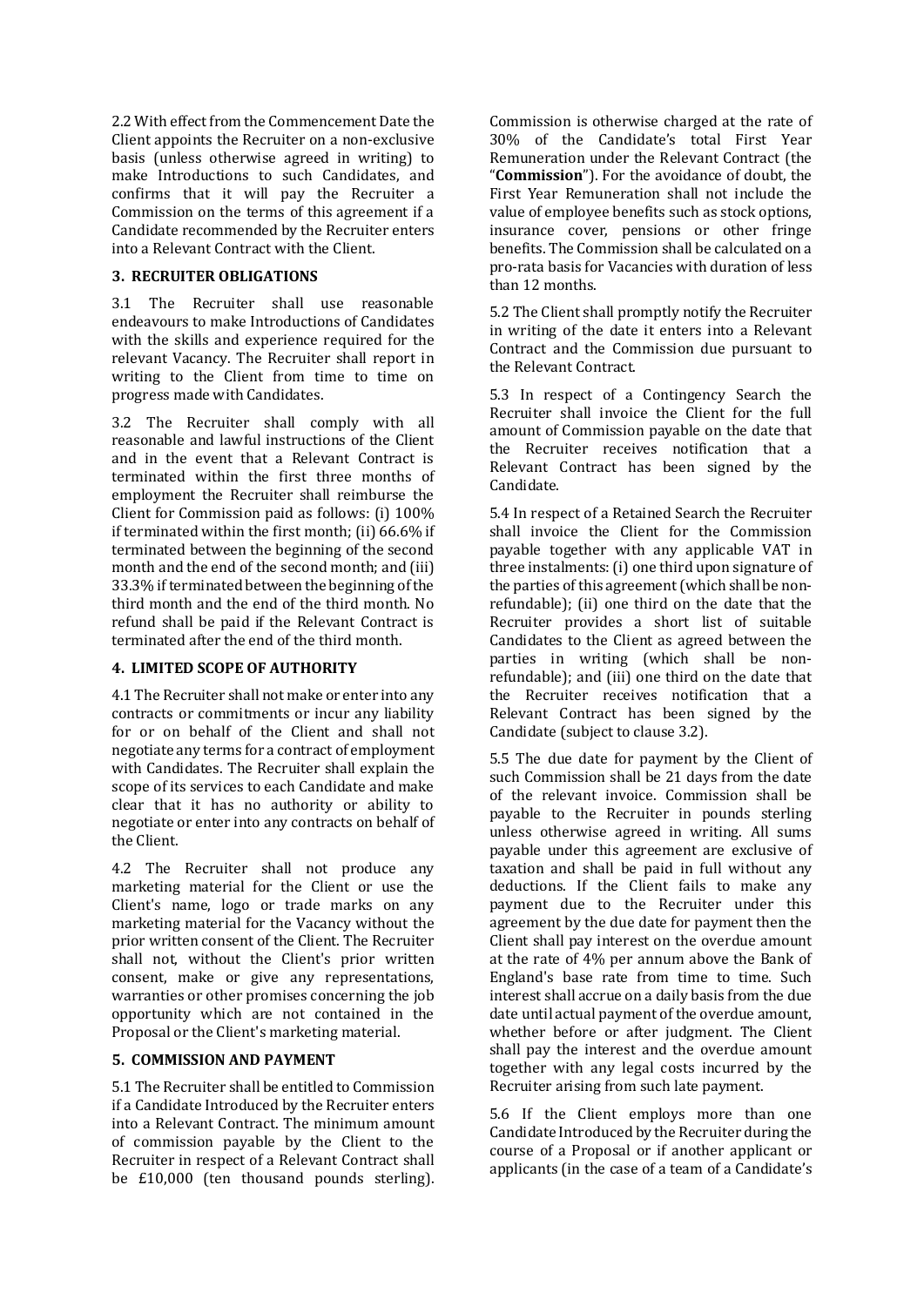2.2 With effect from the Commencement Date the Client appoints the Recruiter on a non-exclusive basis (unless otherwise agreed in writing) to make Introductions to such Candidates, and confirms that it will pay the Recruiter a Commission on the terms of this agreement if a Candidate recommended by the Recruiter enters into a Relevant Contract with the Client.

### 3. RECRUITER OBLIGATIONS

3.1 The Recruiter shall use reasonable endeavours to make Introductions of Candidates with the skills and experience required for the relevant Vacancy. The Recruiter shall report in writing to the Client from time to time on progress made with Candidates.

3.2 The Recruiter shall comply with all reasonable and lawful instructions of the Client and in the event that a Relevant Contract is terminated within the first three months of employment the Recruiter shall reimburse the Client for Commission paid as follows: (i) 100% if terminated within the first month; (ii) 66.6% if terminated between the beginning of the second month and the end of the second month; and (iii) 33.3% if terminated between the beginning of the third month and the end of the third month. No refund shall be paid if the Relevant Contract is terminated after the end of the third month.

### 4. LIMITED SCOPE OF AUTHORITY

4.1 The Recruiter shall not make or enter into any contracts or commitments or incur any liability for or on behalf of the Client and shall not negotiate any terms for a contract of employment with Candidates. The Recruiter shall explain the scope of its services to each Candidate and make clear that it has no authority or ability to negotiate or enter into any contracts on behalf of the Client.

4.2 The Recruiter shall not produce any marketing material for the Client or use the Client's name, logo or trade marks on any marketing material for the Vacancy without the prior written consent of the Client. The Recruiter shall not, without the Client's prior written consent, make or give any representations, warranties or other promises concerning the job opportunity which are not contained in the Proposal or the Client's marketing material.

### 5. COMMISSION AND PAYMENT

5.1 The Recruiter shall be entitled to Commission if a Candidate Introduced by the Recruiter enters into a Relevant Contract. The minimum amount of commission payable by the Client to the Recruiter in respect of a Relevant Contract shall be £10,000 (ten thousand pounds sterling). Commission is otherwise charged at the rate of 30% of the Candidate's total First Year Remuneration under the Relevant Contract (the "**Commission**"). For the avoidance of doubt, the First Year Remuneration shall not include the value of employee benefits such as stock options, insurance cover, pensions or other fringe benefits. The Commission shall be calculated on a pro-rata basis for Vacancies with duration of less than 12 months.

5.2 The Client shall promptly notify the Recruiter in writing of the date it enters into a Relevant Contract and the Commission due pursuant to the Relevant Contract.

5.3 In respect of a Contingency Search the Recruiter shall invoice the Client for the full amount of Commission payable on the date that the Recruiter receives notification that a Relevant Contract has been signed by the Candidate.

5.4 In respect of a Retained Search the Recruiter shall invoice the Client for the Commission payable together with any applicable VAT in three instalments: (i) one third upon signature of the parties of this agreement (which shall be non-refundable); (ii) one third on the date that the Recruiter provides a short list of suitable Candidates to the Client as agreed between the parties in writing (which shall be non-refundable); and (iii) one third on the date that the Recruiter receives notification that a Relevant Contract has been signed by the Candidate (subject to clause 3.2).

5.5 The due date for payment by the Client of such Commission shall be 21 days from the date of the relevant invoice. Commission shall be payable to the Recruiter in pounds sterling unless otherwise agreed in writing. All sums payable under this agreement are exclusive of taxation and shall be paid in full without any deductions. If the Client fails to make any payment due to the Recruiter under this agreement by the due date for payment then the Client shall pay interest on the overdue amount at the rate of 4% per annum above the Bank of England's base rate from time to time. Such interest shall accrue on a daily basis from the due date until actual payment of the overdue amount, whether before or after judgment. The Client shall pay the interest and the overdue amount together with any legal costs incurred by the Recruiter arising from such late payment.

5.6 If the Client employs more than one Candidate Introduced by the Recruiter during the course of a Proposal or if another applicant or applicants (in the case of a team of a Candidate's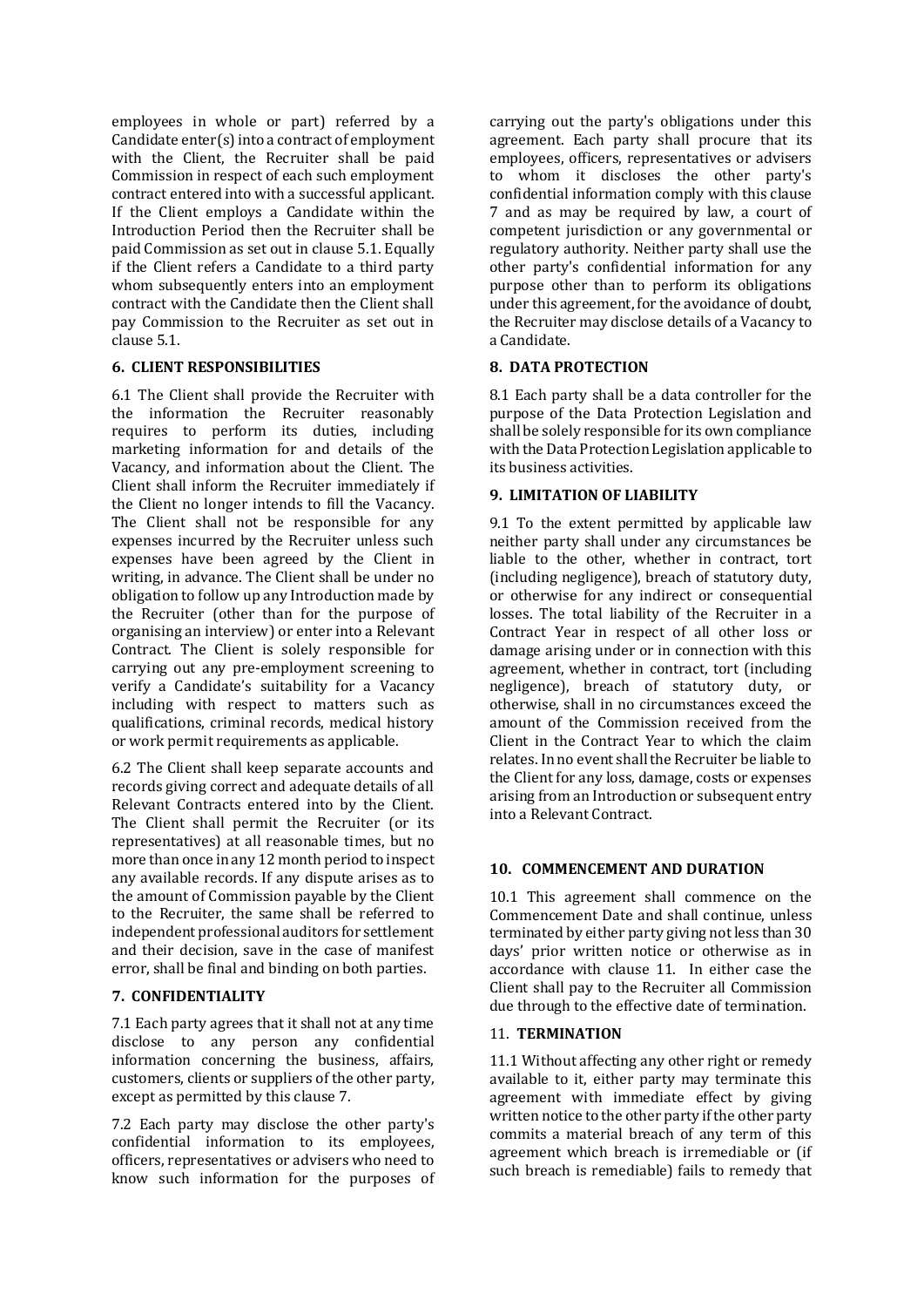employees in whole or part) referred by a Candidate enter(s) into a contract of employment with the Client, the Recruiter shall be paid Commission in respect of each such employment contract entered into with a successful applicant. If the Client employs a Candidate within the Introduction Period then the Recruiter shall be paid Commission as set out in clause 5.1. Equally if the Client refers a Candidate to a third party whom subsequently enters into an employment contract with the Candidate then the Client shall pay Commission to the Recruiter as set out in clause 5.1.

**6. CLIENT RESPONSIBILITIES**

6.1 The Client shall provide the Recruiter with the information the Recruiter reasonably requires to perform its duties, including marketing information for and details of the Vacancy, and information about the Client. The Client shall inform the Recruiter immediately if the Client no longer intends to fill the Vacancy. The Client shall not be responsible for any expenses incurred by the Recruiter unless such expenses have been agreed by the Client in writing, in advance. The Client shall be under no obligation to follow up any Introduction made by the Recruiter (other than for the purpose of organising an interview) or enter into a Relevant Contract. The Client is solely responsible for carrying out any pre-employment screening to verify a Candidate's suitability for a Vacancy including with respect to matters such as qualifications, criminal records, medical history or work permit requirements as applicable.

6.2 The Client shall keep separate accounts and records giving correct and adequate details of all Relevant Contracts entered into by the Client. The Client shall permit the Recruiter (or its representatives) at all reasonable times, but no more than once in any 12 month period to inspect any available records. If any dispute arises as to the amount of Commission payable by the Client to the Recruiter, the same shall be referred to independent professional auditors for settlement and their decision, save in the case of manifest error, shall be final and binding on both parties.

**7. CONFIDENTIALITY**

7.1 Each party agrees that it shall not at any time disclose to any person any confidential information concerning the business, affairs, customers, clients or suppliers of the other party, except as permitted by this clause 7.

7.2 Each party may disclose the other party's confidential information to its employees, officers, representatives or advisers who need to know such information for the purposes of carrying out the party's obligations under this agreement. Each party shall procure that its employees, officers, representatives or advisers to whom it discloses the other party's confidential information comply with this clause 7 and as may be required by law, a court of competent jurisdiction or any governmental or regulatory authority. Neither party shall use the other party's confidential information for any purpose other than to perform its obligations under this agreement, for the avoidance of doubt, the Recruiter may disclose details of a Vacancy to a Candidate.

**8. DATA PROTECTION**

8.1 Each party shall be a data controller for the purpose of the Data Protection Legislation and shall be solely responsible for its own compliance with the Data Protection Legislation applicable to its business activities.

**9. LIMITATION OF LIABILITY**

9.1 To the extent permitted by applicable law neither party shall under any circumstances be liable to the other, whether in contract, tort (including negligence), breach of statutory duty, or otherwise for any indirect or consequential losses. The total liability of the Recruiter in a Contract Year in respect of all other loss or damage arising under or in connection with this agreement, whether in contract, tort (including negligence), breach of statutory duty, or otherwise, shall in no circumstances exceed the amount of the Commission received from the Client in the Contract Year to which the claim relates. In no event shall the Recruiter be liable to the Client for any loss, damage, costs or expenses arising from an Introduction or subsequent entry into a Relevant Contract.

**10. COMMENCEMENT AND DURATION**

10.1 This agreement shall commence on the Commencement Date and shall continue, unless terminated by either party giving not less than 30 days' prior written notice or otherwise as in accordance with clause 11. In either case the Client shall pay to the Recruiter all Commission due through to the effective date of termination.

11. **TERMINATION**

11.1 Without affecting any other right or remedy available to it, either party may terminate this agreement with immediate effect by giving written notice to the other party if the other party commits a material breach of any term of this agreement which breach is irremediable or (if such breach is remediable) fails to remedy that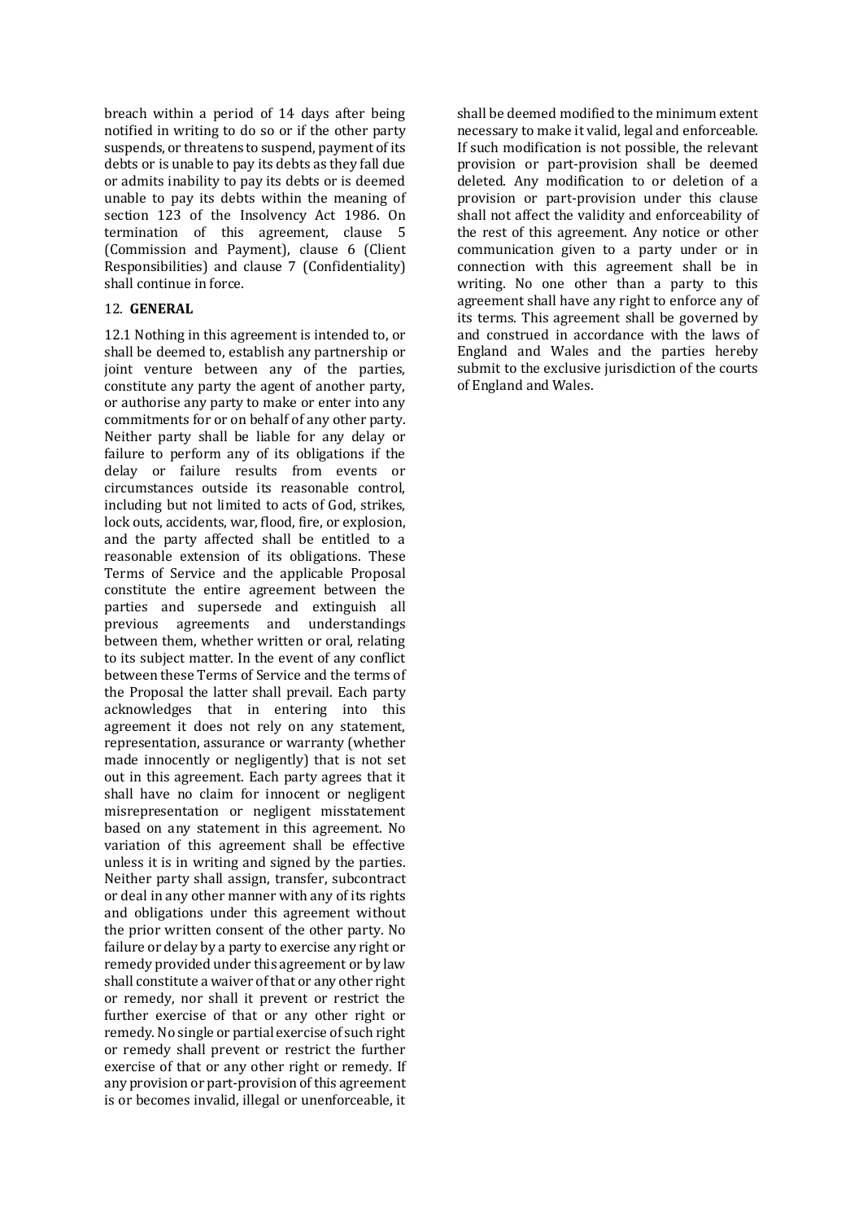breach within a period of 14 days after being notified in writing to do so or if the other party suspends, or threatens to suspend, payment of its debts or is unable to pay its debts as they fall due or admits inability to pay its debts or is deemed unable to pay its debts within the meaning of section 123 of the Insolvency Act 1986. On termination of this agreement, clause 5 (Commission and Payment), clause 6 (Client Responsibilities) and clause 7 (Confidentiality) shall continue in force.

12. **GENERAL**

12.1 Nothing in this agreement is intended to, or shall be deemed to, establish any partnership or joint venture between any of the parties, constitute any party the agent of another party, or authorise any party to make or enter into any commitments for or on behalf of any other party. Neither party shall be liable for any delay or failure to perform any of its obligations if the delay or failure results from events or circumstances outside its reasonable control, including but not limited to acts of God, strikes, lock outs, accidents, war, flood, fire, or explosion, and the party affected shall be entitled to a reasonable extension of its obligations. These Terms of Service and the applicable Proposal constitute the entire agreement between the parties and supersede and extinguish all previous agreements and understandings between them, whether written or oral, relating to its subject matter. In the event of any conflict between these Terms of Service and the terms of the Proposal the latter shall prevail. Each party acknowledges that in entering into this agreement it does not rely on any statement, representation, assurance or warranty (whether made innocently or negligently) that is not set out in this agreement. Each party agrees that it shall have no claim for innocent or negligent misrepresentation or negligent misstatement based on any statement in this agreement. No variation of this agreement shall be effective unless it is in writing and signed by the parties. Neither party shall assign, transfer, subcontract or deal in any other manner with any of its rights and obligations under this agreement without the prior written consent of the other party. No failure or delay by a party to exercise any right or remedy provided under this agreement or by law shall constitute a waiver of that or any other right or remedy, nor shall it prevent or restrict the further exercise of that or any other right or remedy. No single or partial exercise of such right or remedy shall prevent or restrict the further exercise of that or any other right or remedy. If any provision or part-provision of this agreement is or becomes invalid, illegal or unenforceable, it shall be deemed modified to the minimum extent necessary to make it valid, legal and enforceable. If such modification is not possible, the relevant provision or part-provision shall be deemed deleted. Any modification to or deletion of a provision or part-provision under this clause shall not affect the validity and enforceability of the rest of this agreement. Any notice or other communication given to a party under or in connection with this agreement shall be in writing. No one other than a party to this agreement shall have any right to enforce any of its terms. This agreement shall be governed by and construed in accordance with the laws of England and Wales and the parties hereby submit to the exclusive jurisdiction of the courts of England and Wales.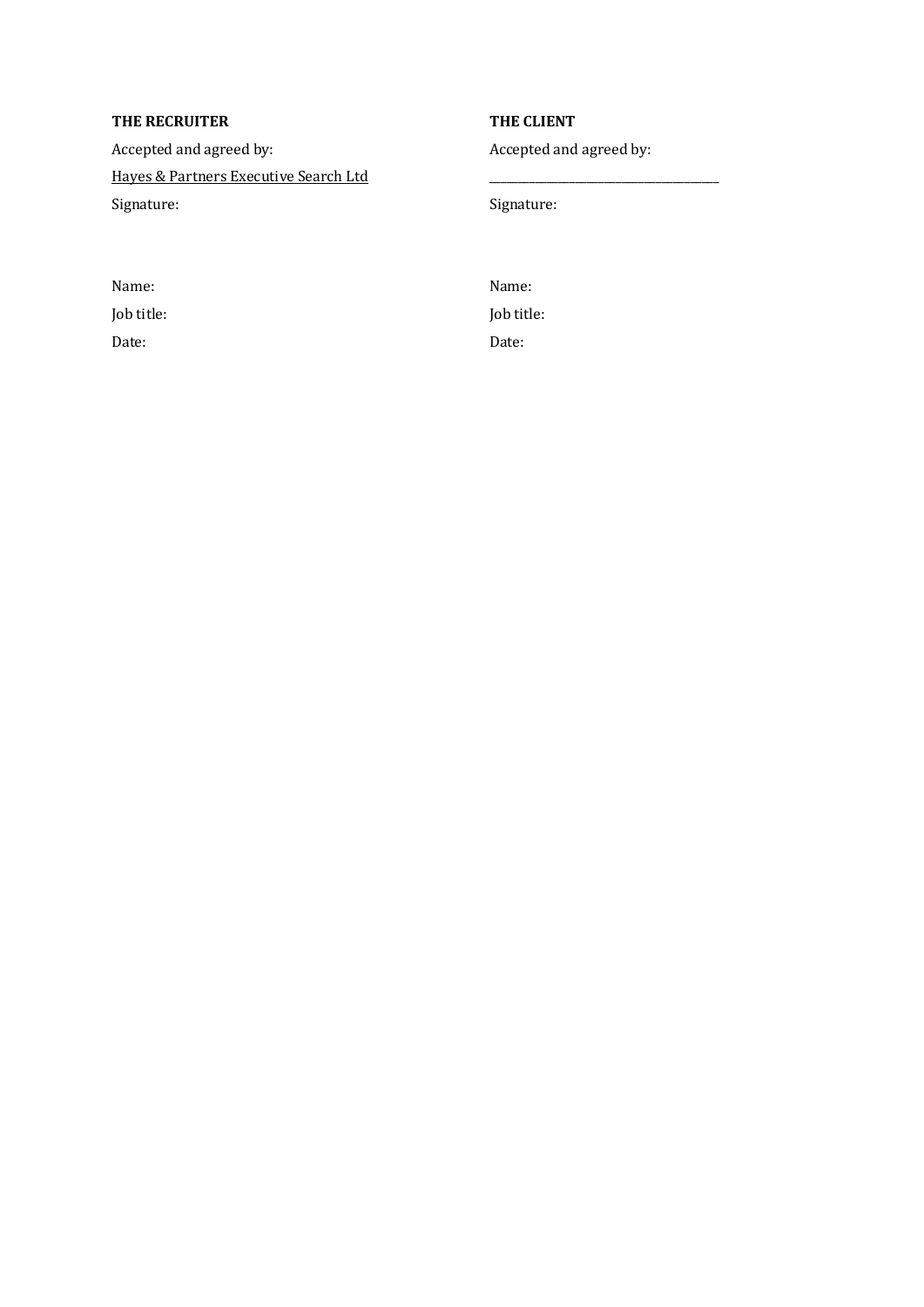**THE RECRUITER**

Accepted and agreed by:

Hayes & Partners Executive Search Ltd

Signature:

Name:

Job title:

Date:

**THE CLIENT**

Accepted and agreed by:

_______________________________________

Signature:

Name:

Job title:

Date: